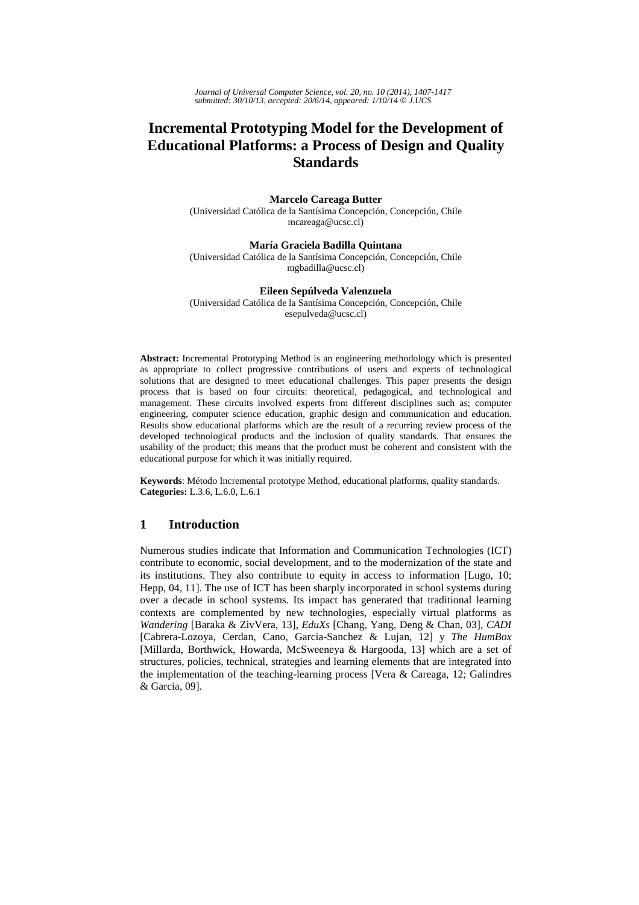# Incremental Prototyping Model for the Development of Educational Platforms: a Process of Design and Quality Standards

**Marcelo Careaga Butter**
(Universidad Católica de la Santísima Concepción, Concepción, Chile
mcareaga@ucsc.cl)

**María Graciela Badilla Quintana**
(Universidad Católica de la Santísima Concepción, Concepción, Chile
mgbadilla@ucsc.cl)

**Eileen Sepúlveda Valenzuela**
(Universidad Católica de la Santísima Concepción, Concepción, Chile
esepulveda@ucsc.cl)

**Abstract:** Incremental Prototyping Method is an engineering methodology which is presented as appropriate to collect progressive contributions of users and experts of technological solutions that are designed to meet educational challenges. This paper presents the design process that is based on four circuits: theoretical, pedagogical, and technological and management. These circuits involved experts from different disciplines such as; computer engineering, computer science education, graphic design and communication and education. Results show educational platforms which are the result of a recurring review process of the developed technological products and the inclusion of quality standards. That ensures the usability of the product; this means that the product must be coherent and consistent with the educational purpose for which it was initially required.

**Keywords**: Método Incremental prototype Method, educational platforms, quality standards.
**Categories:** L.3.6, L.6.0, L.6.1

## 1 Introduction

Numerous studies indicate that Information and Communication Technologies (ICT) contribute to economic, social development, and to the modernization of the state and its institutions. They also contribute to equity in access to information [Lugo, 10; Hepp, 04, 11]. The use of ICT has been sharply incorporated in school systems during over a decade in school systems. Its impact has generated that traditional learning contexts are complemented by new technologies, especially virtual platforms as *Wandering* [Baraka & ZivVera, 13], *EduXs* [Chang, Yang, Deng & Chan, 03], *CADI* [Cabrera-Lozoya, Cerdan, Cano, Garcia-Sanchez & Lujan, 12] y *The HumBox* [Millarda, Borthwick, Howarda, McSweeneya & Hargooda, 13] which are a set of structures, policies, technical, strategies and learning elements that are integrated into the implementation of the teaching-learning process [Vera & Careaga, 12; Galindres & Garcia, 09].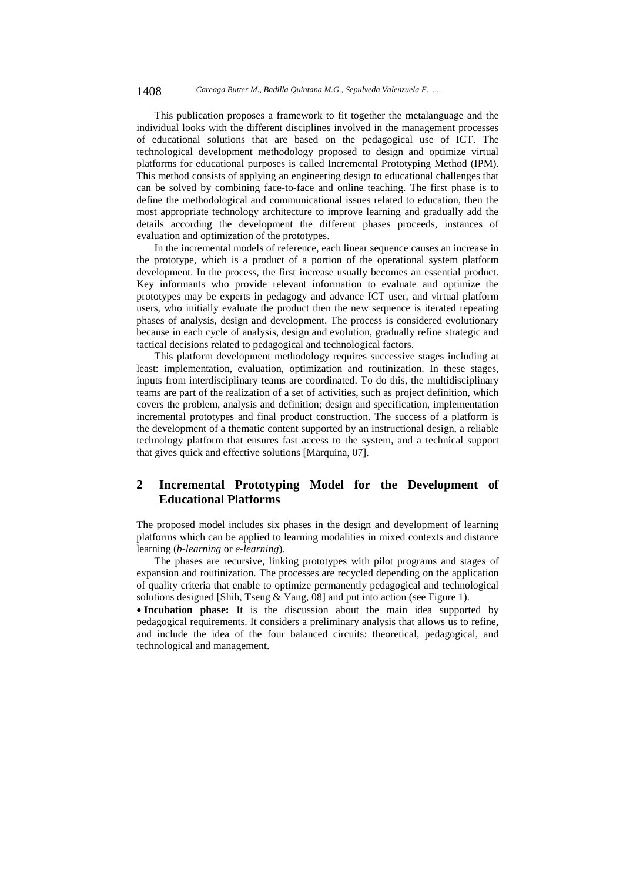This publication proposes a framework to fit together the metalanguage and the individual looks with the different disciplines involved in the management processes of educational solutions that are based on the pedagogical use of ICT. The technological development methodology proposed to design and optimize virtual platforms for educational purposes is called Incremental Prototyping Method (IPM). This method consists of applying an engineering design to educational challenges that can be solved by combining face-to-face and online teaching. The first phase is to define the methodological and communicational issues related to education, then the most appropriate technology architecture to improve learning and gradually add the details according the development the different phases proceeds, instances of evaluation and optimization of the prototypes.

In the incremental models of reference, each linear sequence causes an increase in the prototype, which is a product of a portion of the operational system platform development. In the process, the first increase usually becomes an essential product. Key informants who provide relevant information to evaluate and optimize the prototypes may be experts in pedagogy and advance ICT user, and virtual platform users, who initially evaluate the product then the new sequence is iterated repeating phases of analysis, design and development. The process is considered evolutionary because in each cycle of analysis, design and evolution, gradually refine strategic and tactical decisions related to pedagogical and technological factors.

This platform development methodology requires successive stages including at least: implementation, evaluation, optimization and routinization. In these stages, inputs from interdisciplinary teams are coordinated. To do this, the multidisciplinary teams are part of the realization of a set of activities, such as project definition, which covers the problem, analysis and definition; design and specification, implementation incremental prototypes and final product construction. The success of a platform is the development of a thematic content supported by an instructional design, a reliable technology platform that ensures fast access to the system, and a technical support that gives quick and effective solutions [Marquina, 07].

## 2 Incremental Prototyping Model for the Development of Educational Platforms

The proposed model includes six phases in the design and development of learning platforms which can be applied to learning modalities in mixed contexts and distance learning (*b-learning* or *e-learning*).

The phases are recursive, linking prototypes with pilot programs and stages of expansion and routinization. The processes are recycled depending on the application of quality criteria that enable to optimize permanently pedagogical and technological solutions designed [Shih, Tseng & Yang, 08] and put into action (see Figure 1).

- **Incubation phase:** It is the discussion about the main idea supported by pedagogical requirements. It considers a preliminary analysis that allows us to refine, and include the idea of the four balanced circuits: theoretical, pedagogical, and technological and management.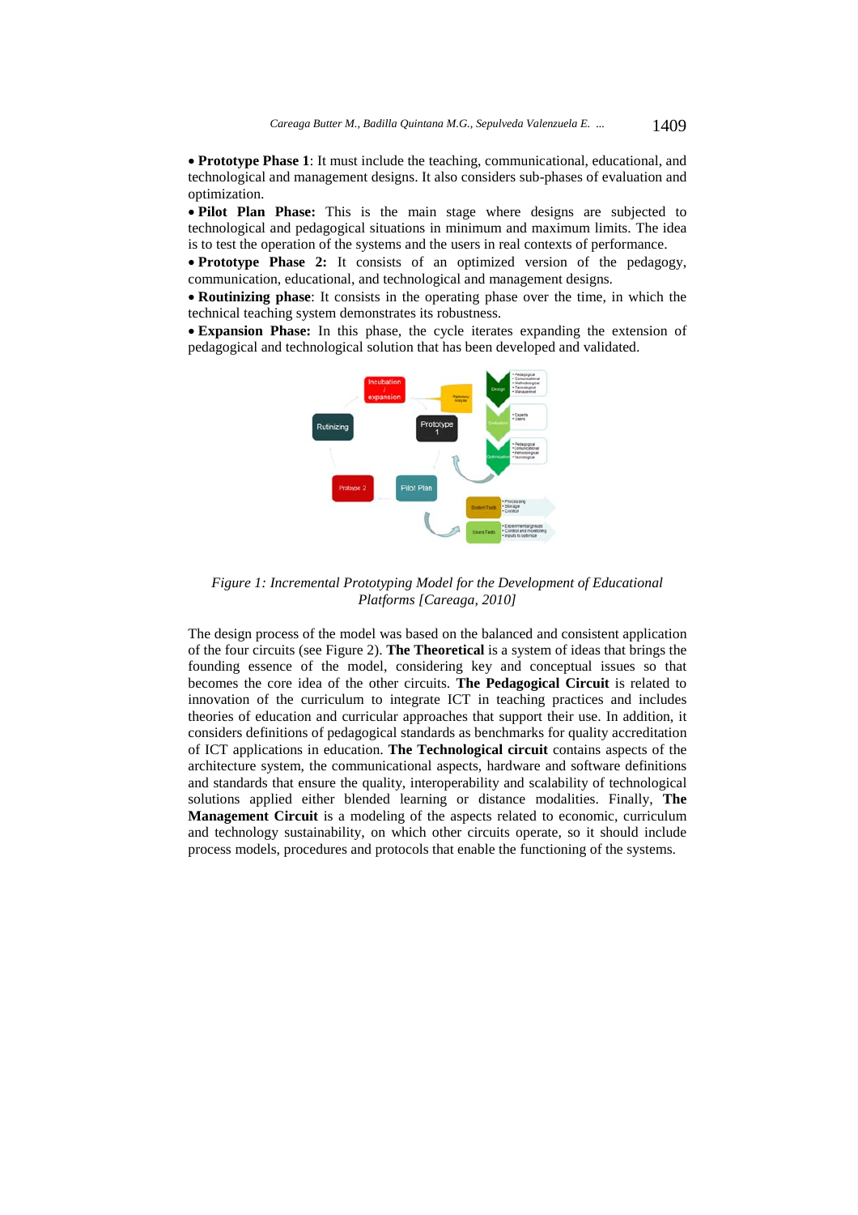• **Prototype Phase 1**: It must include the teaching, communicational, educational, and technological and management designs. It also considers sub-phases of evaluation and optimization.

• **Pilot Plan Phase:** This is the main stage where designs are subjected to technological and pedagogical situations in minimum and maximum limits. The idea is to test the operation of the systems and the users in real contexts of performance.

• **Prototype Phase 2:** It consists of an optimized version of the pedagogy, communication, educational, and technological and management designs.

• **Routinizing phase**: It consists in the operating phase over the time, in which the technical teaching system demonstrates its robustness.

• **Expansion Phase:** In this phase, the cycle iterates expanding the extension of pedagogical and technological solution that has been developed and validated.

*Figure 1: Incremental Prototyping Model for the Development of Educational Platforms [Careaga, 2010]*

The design process of the model was based on the balanced and consistent application of the four circuits (see Figure 2). **The Theoretical** is a system of ideas that brings the founding essence of the model, considering key and conceptual issues so that becomes the core idea of the other circuits. **The Pedagogical Circuit** is related to innovation of the curriculum to integrate ICT in teaching practices and includes theories of education and curricular approaches that support their use. In addition, it considers definitions of pedagogical standards as benchmarks for quality accreditation of ICT applications in education. **The Technological circuit** contains aspects of the architecture system, the communicational aspects, hardware and software definitions and standards that ensure the quality, interoperability and scalability of technological solutions applied either blended learning or distance modalities. Finally, **The Management Circuit** is a modeling of the aspects related to economic, curriculum and technology sustainability, on which other circuits operate, so it should include process models, procedures and protocols that enable the functioning of the systems.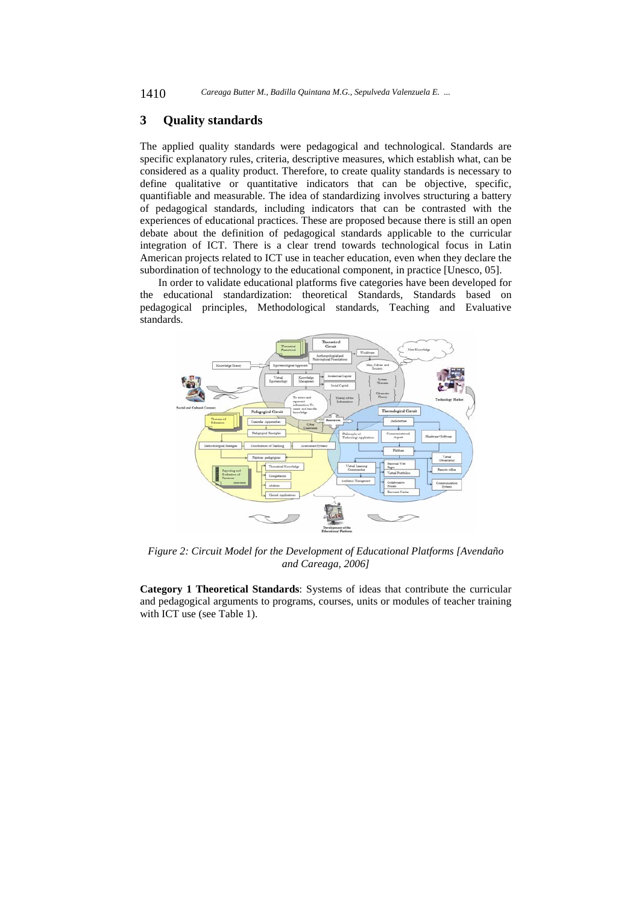## 3 Quality standards

The applied quality standards were pedagogical and technological. Standards are specific explanatory rules, criteria, descriptive measures, which establish what, can be considered as a quality product. Therefore, to create quality standards is necessary to define qualitative or quantitative indicators that can be objective, specific, quantifiable and measurable. The idea of standardizing involves structuring a battery of pedagogical standards, including indicators that can be contrasted with the experiences of educational practices. These are proposed because there is still an open debate about the definition of pedagogical standards applicable to the curricular integration of ICT. There is a clear trend towards technological focus in Latin American projects related to ICT use in teacher education, even when they declare the subordination of technology to the educational component, in practice [Unesco, 05].

In order to validate educational platforms five categories have been developed for the educational standardization: theoretical Standards, Standards based on pedagogical principles, Methodological standards, Teaching and Evaluative standards.

*Figure 2: Circuit Model for the Development of Educational Platforms [Avendaño and Careaga, 2006]*

**Category 1 Theoretical Standards**: Systems of ideas that contribute the curricular and pedagogical arguments to programs, courses, units or modules of teacher training with ICT use (see Table 1).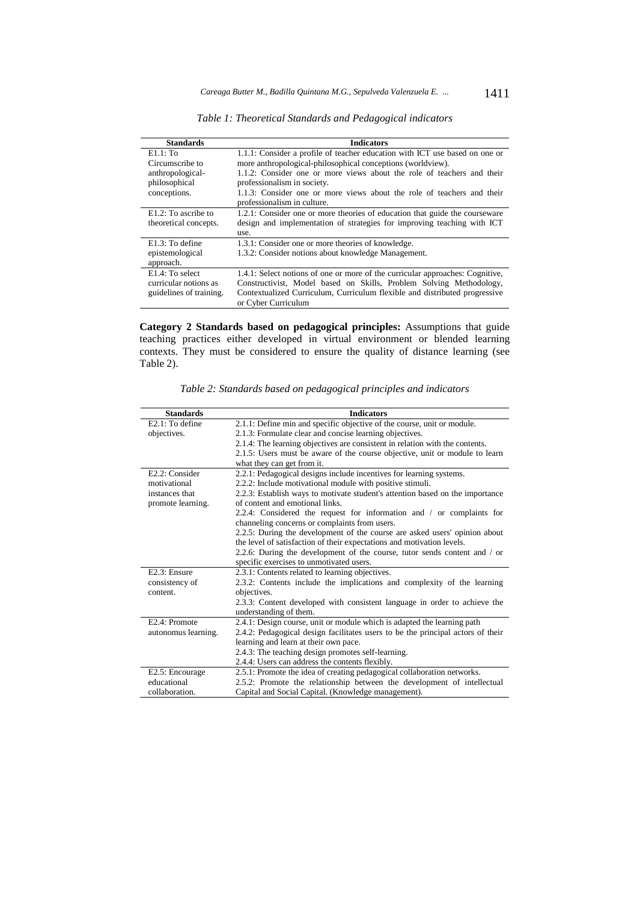*Table 1: Theoretical Standards and Pedagogical indicators*

| Standards | Indicators |
|---|---|
| E1.1: To Circumscribe to anthropological-philosophical conceptions. | 1.1.1: Consider a profile of teacher education with ICT use based on one or more anthropological-philosophical conceptions (worldview).<br>1.1.2: Consider one or more views about the role of teachers and their professionalism in society.<br>1.1.3: Consider one or more views about the role of teachers and their professionalism in culture. |
| E1.2: To ascribe to theoretical concepts. | 1.2.1: Consider one or more theories of education that guide the courseware design and implementation of strategies for improving teaching with ICT use. |
| E1.3: To define epistemological approach. | 1.3.1: Consider one or more theories of knowledge.<br>1.3.2: Consider notions about knowledge Management. |
| E1.4: To select curricular notions as guidelines of training. | 1.4.1: Select notions of one or more of the curricular approaches: Cognitive, Constructivist, Model based on Skills, Problem Solving Methodology, Contextualized Curriculum, Curriculum flexible and distributed progressive or Cyber Curriculum |

**Category 2 Standards based on pedagogical principles:** Assumptions that guide teaching practices either developed in virtual environment or blended learning contexts. They must be considered to ensure the quality of distance learning (see Table 2).

*Table 2: Standards based on pedagogical principles and indicators*

| Standards | Indicators |
|---|---|
| E2.1: To define objectives. | 2.1.1: Define min and specific objective of the course, unit or module.<br>2.1.3: Formulate clear and concise learning objectives.<br>2.1.4: The learning objectives are consistent in relation with the contents.<br>2.1.5: Users must be aware of the course objective, unit or module to learn what they can get from it. |
| E2.2: Consider motivational instances that promote learning. | 2.2.1: Pedagogical designs include incentives for learning systems.<br>2.2.2: Include motivational module with positive stimuli.<br>2.2.3: Establish ways to motivate student's attention based on the importance of content and emotional links.<br>2.2.4: Considered the request for information and / or complaints for channeling concerns or complaints from users.<br>2.2.5: During the development of the course are asked users' opinion about the level of satisfaction of their expectations and motivation levels.<br>2.2.6: During the development of the course, tutor sends content and / or specific exercises to unmotivated users. |
| E2.3: Ensure consistency of content. | 2.3.1: Contents related to learning objectives.<br>2.3.2: Contents include the implications and complexity of the learning objectives.<br>2.3.3: Content developed with consistent language in order to achieve the understanding of them. |
| E2.4: Promote autonomus learning. | 2.4.1: Design course, unit or module which is adapted the learning path<br>2.4.2: Pedagogical design facilitates users to be the principal actors of their learning and learn at their own pace.<br>2.4.3: The teaching design promotes self-learning.<br>2.4.4: Users can address the contents flexibly. |
| E2.5: Encourage educational collaboration. | 2.5.1: Promote the idea of creating pedagogical collaboration networks.<br>2.5.2: Promote the relationship between the development of intellectual Capital and Social Capital. (Knowledge management). |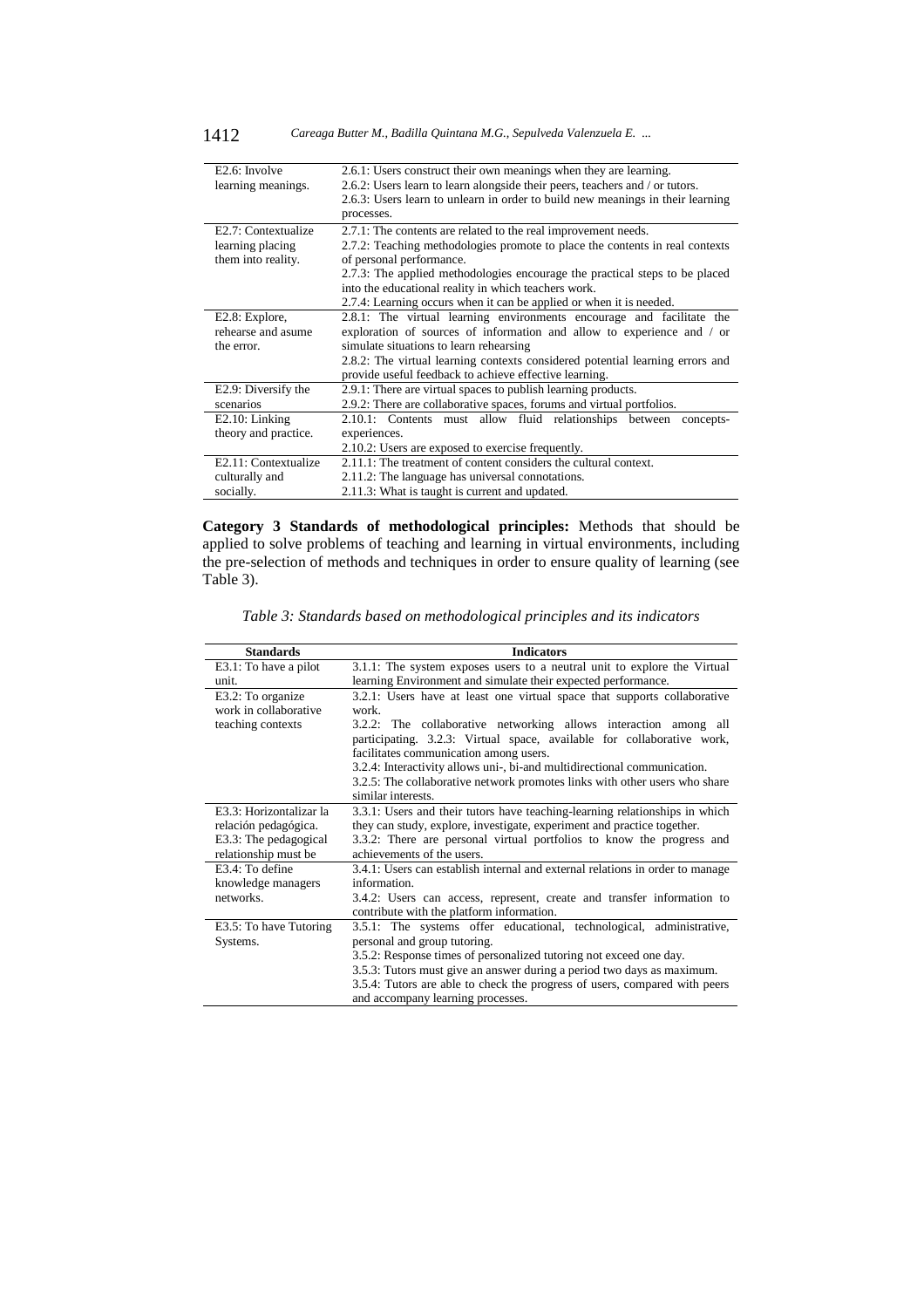| | |
|---|---|
| E2.6: Involve learning meanings. | 2.6.1: Users construct their own meanings when they are learning.<br>2.6.2: Users learn to learn alongside their peers, teachers and / or tutors.<br>2.6.3: Users learn to unlearn in order to build new meanings in their learning processes. |
| E2.7: Contextualize learning placing them into reality. | 2.7.1: The contents are related to the real improvement needs.<br>2.7.2: Teaching methodologies promote to place the contents in real contexts of personal performance.<br>2.7.3: The applied methodologies encourage the practical steps to be placed into the educational reality in which teachers work.<br>2.7.4: Learning occurs when it can be applied or when it is needed. |
| E2.8: Explore, rehearse and asume the error. | 2.8.1: The virtual learning environments encourage and facilitate the exploration of sources of information and allow to experience and / or simulate situations to learn rehearsing<br>2.8.2: The virtual learning contexts considered potential learning errors and provide useful feedback to achieve effective learning. |
| E2.9: Diversify the scenarios | 2.9.1: There are virtual spaces to publish learning products.<br>2.9.2: There are collaborative spaces, forums and virtual portfolios. |
| E2.10: Linking theory and practice. | 2.10.1: Contents must allow fluid relationships between concepts-experiences.<br>2.10.2: Users are exposed to exercise frequently. |
| E2.11: Contextualize culturally and socially. | 2.11.1: The treatment of content considers the cultural context.<br>2.11.2: The language has universal connotations.<br>2.11.3: What is taught is current and updated. |

**Category 3 Standards of methodological principles:** Methods that should be applied to solve problems of teaching and learning in virtual environments, including the pre-selection of methods and techniques in order to ensure quality of learning (see Table 3).

*Table 3: Standards based on methodological principles and its indicators*

| Standards | Indicators |
|---|---|
| E3.1: To have a pilot unit. | 3.1.1: The system exposes users to a neutral unit to explore the Virtual Learning Environment and simulate their expected performance. |
| E3.2: To organize work in collaborative teaching contexts | 3.2.1: Users have at least one virtual space that supports collaborative work.<br>3.2.2: The collaborative networking allows interaction among all participating. 3.2.3: Virtual space, available for collaborative work, facilitates communication among users.<br>3.2.4: Interactivity allows uni-, bi-and multidirectional communication.<br>3.2.5: The collaborative network promotes links with other users who share similar interests. |
| E3.3: Horizontalizar la relación pedagógica. E3.3: The pedagogical relationship must be | 3.3.1: Users and their tutors have teaching-learning relationships in which they can study, explore, investigate, experiment and practice together.<br>3.3.2: There are personal virtual portfolios to know the progress and achievements of the users. |
| E3.4: To define knowledge managers networks. | 3.4.1: Users can establish internal and external relations in order to manage information.<br>3.4.2: Users can access, represent, create and transfer information to contribute with the platform information. |
| E3.5: To have Tutoring Systems. | 3.5.1: The systems offer educational, technological, administrative, personal and group tutoring.<br>3.5.2: Response times of personalized tutoring not exceed one day.<br>3.5.3: Tutors must give an answer during a period two days as maximum.<br>3.5.4: Tutors are able to check the progress of users, compared with peers and accompany learning processes. |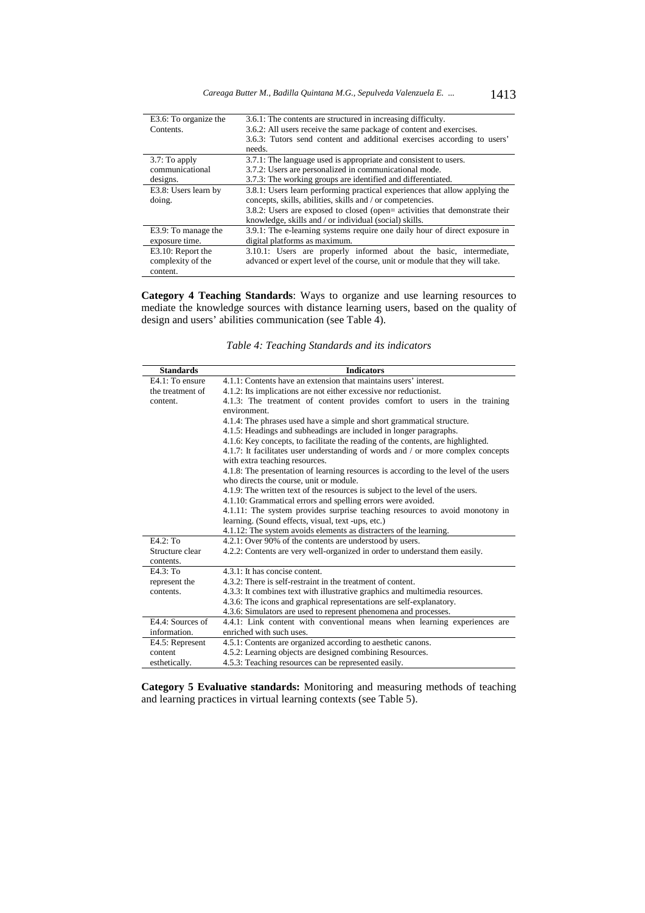| | |
|---|---|
| E3.6: To organize the Contents. | 3.6.1: The contents are structured in increasing difficulty.<br>3.6.2: All users receive the same package of content and exercises.<br>3.6.3: Tutors send content and additional exercises according to users' needs. |
| 3.7: To apply communicational designs. | 3.7.1: The language used is appropriate and consistent to users.<br>3.7.2: Users are personalized in communicational mode.<br>3.7.3: The working groups are identified and differentiated. |
| E3.8: Users learn by doing. | 3.8.1: Users learn performing practical experiences that allow applying the concepts, skills, abilities, skills and / or competencies.<br>3.8.2: Users are exposed to closed (open= activities that demonstrate their knowledge, skills and / or individual (social) skills. |
| E3.9: To manage the exposure time. | 3.9.1: The e-learning systems require one daily hour of direct exposure in digital platforms as maximum. |
| E3.10: Report the complexity of the content. | 3.10.1: Users are properly informed about the basic, intermediate, advanced or expert level of the course, unit or module that they will take. |

**Category 4 Teaching Standards**: Ways to organize and use learning resources to mediate the knowledge sources with distance learning users, based on the quality of design and users' abilities communication (see Table 4).

*Table 4: Teaching Standards and its indicators*

| Standards | Indicators |
|---|---|
| E4.1: To ensure the treatment of content. | 4.1.1: Contents have an extension that maintains users' interest.<br>4.1.2: Its implications are not either excessive nor reductionist.<br>4.1.3: The treatment of content provides comfort to users in the training environment.<br>4.1.4: The phrases used have a simple and short grammatical structure.<br>4.1.5: Headings and subheadings are included in longer paragraphs.<br>4.1.6: Key concepts, to facilitate the reading of the contents, are highlighted.<br>4.1.7: It facilitates user understanding of words and / or more complex concepts with extra teaching resources.<br>4.1.8: The presentation of learning resources is according to the level of the users who directs the course, unit or module.<br>4.1.9: The written text of the resources is subject to the level of the users.<br>4.1.10: Grammatical errors and spelling errors were avoided.<br>4.1.11: The system provides surprise teaching resources to avoid monotony in learning. (Sound effects, visual, text -ups, etc.)<br>4.1.12: The system avoids elements as distracters of the learning. |
| E4.2: To Structure clear contents. | 4.2.1: Over 90% of the contents are understood by users.<br>4.2.2: Contents are very well-organized in order to understand them easily. |
| E4.3: To represent the contents. | 4.3.1: It has concise content.<br>4.3.2: There is self-restraint in the treatment of content.<br>4.3.3: It combines text with illustrative graphics and multimedia resources.<br>4.3.6: The icons and graphical representations are self-explanatory.<br>4.3.6: Simulators are used to represent phenomena and processes. |
| E4.4: Sources of information. | 4.4.1: Link content with conventional means when learning experiences are enriched with such uses. |
| E4.5: Represent content esthetically. | 4.5.1: Contents are organized according to aesthetic canons.<br>4.5.2: Learning objects are designed combining Resources.<br>4.5.3: Teaching resources can be represented easily. |

**Category 5 Evaluative standards:** Monitoring and measuring methods of teaching and learning practices in virtual learning contexts (see Table 5).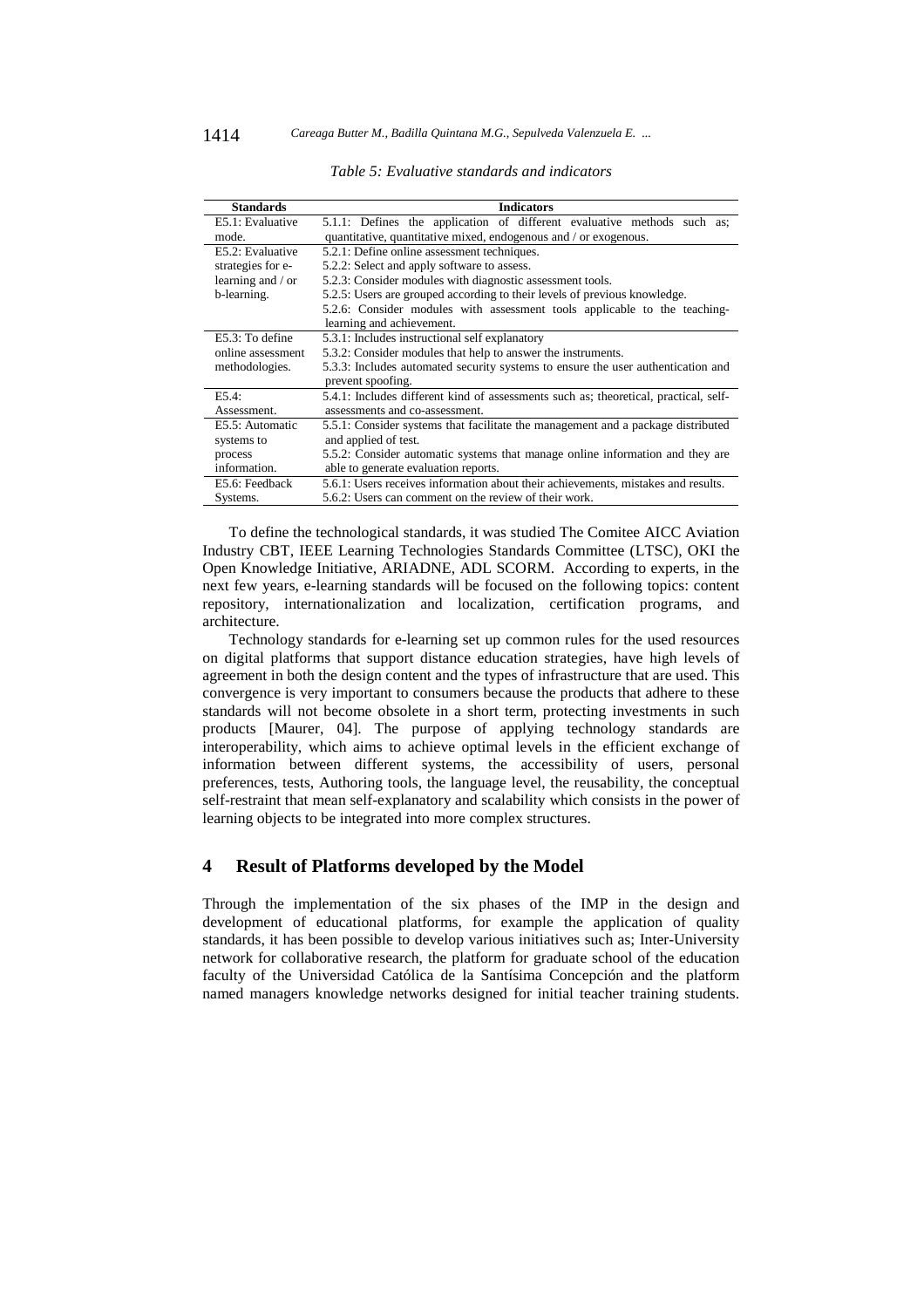*Table 5: Evaluative standards and indicators*

| Standards | Indicators |
| --- | --- |
| E5.1: Evaluative mode. | 5.1.1: Defines the application of different evaluative methods such as; quantitative, quantitative mixed, endogenous and / or exogenous. |
| E5.2: Evaluative strategies for e-learning and / or b-learning. | 5.2.1: Define online assessment techniques.<br>5.2.2: Select and apply software to assess.<br>5.2.3: Consider modules with diagnostic assessment tools.<br>5.2.5: Users are grouped according to their levels of previous knowledge.<br>5.2.6: Consider modules with assessment tools applicable to the teaching-learning and achievement. |
| E5.3: To define online assessment methodologies. | 5.3.1: Includes instructional self explanatory<br>5.3.2: Consider modules that help to answer the instruments.<br>5.3.3: Includes automated security systems to ensure the user authentication and prevent spoofing. |
| E5.4: Assessment. | 5.4.1: Includes different kind of assessments such as; theoretical, practical, self-assessments and co-assessment. |
| E5.5: Automatic systems to process information. | 5.5.1: Consider systems that facilitate the management and a package distributed and applied of test.<br>5.5.2: Consider automatic systems that manage online information and they are able to generate evaluation reports. |
| E5.6: Feedback Systems. | 5.6.1: Users receives information about their achievements, mistakes and results.<br>5.6.2: Users can comment on the review of their work. |

To define the technological standards, it was studied The Comitee AICC Aviation Industry CBT, IEEE Learning Technologies Standards Committee (LTSC), OKI the Open Knowledge Initiative, ARIADNE, ADL SCORM. According to experts, in the next few years, e-learning standards will be focused on the following topics: content repository, internationalization and localization, certification programs, and architecture.

Technology standards for e-learning set up common rules for the used resources on digital platforms that support distance education strategies, have high levels of agreement in both the design content and the types of infrastructure that are used. This convergence is very important to consumers because the products that adhere to these standards will not become obsolete in a short term, protecting investments in such products [Maurer, 04]. The purpose of applying technology standards are interoperability, which aims to achieve optimal levels in the efficient exchange of information between different systems, the accessibility of users, personal preferences, tests, Authoring tools, the language level, the reusability, the conceptual self-restraint that mean self-explanatory and scalability which consists in the power of learning objects to be integrated into more complex structures.

## 4 Result of Platforms developed by the Model

Through the implementation of the six phases of the IMP in the design and development of educational platforms, for example the application of quality standards, it has been possible to develop various initiatives such as; Inter-University network for collaborative research, the platform for graduate school of the education faculty of the Universidad Católica de la Santísima Concepción and the platform named managers knowledge networks designed for initial teacher training students.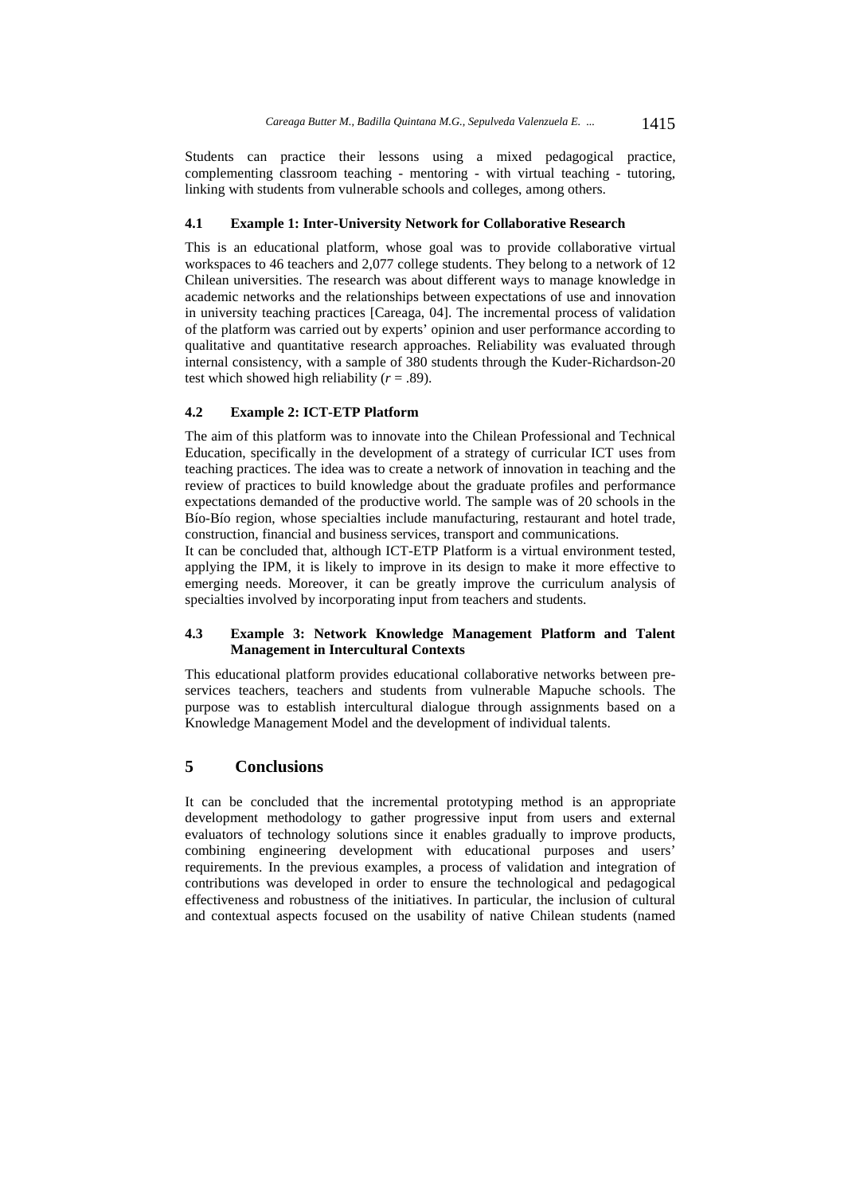Students can practice their lessons using a mixed pedagogical practice, complementing classroom teaching - mentoring - with virtual teaching - tutoring, linking with students from vulnerable schools and colleges, among others.

### 4.1 Example 1: Inter-University Network for Collaborative Research

This is an educational platform, whose goal was to provide collaborative virtual workspaces to 46 teachers and 2,077 college students. They belong to a network of 12 Chilean universities. The research was about different ways to manage knowledge in academic networks and the relationships between expectations of use and innovation in university teaching practices [Careaga, 04]. The incremental process of validation of the platform was carried out by experts' opinion and user performance according to qualitative and quantitative research approaches. Reliability was evaluated through internal consistency, with a sample of 380 students through the Kuder-Richardson-20 test which showed high reliability ($r = .89$).

### 4.2 Example 2: ICT-ETP Platform

The aim of this platform was to innovate into the Chilean Professional and Technical Education, specifically in the development of a strategy of curricular ICT uses from teaching practices. The idea was to create a network of innovation in teaching and the review of practices to build knowledge about the graduate profiles and performance expectations demanded of the productive world. The sample was of 20 schools in the Bío-Bío region, whose specialties include manufacturing, restaurant and hotel trade, construction, financial and business services, transport and communications.

It can be concluded that, although ICT-ETP Platform is a virtual environment tested, applying the IPM, it is likely to improve in its design to make it more effective to emerging needs. Moreover, it can be greatly improve the curriculum analysis of specialties involved by incorporating input from teachers and students.

### 4.3 Example 3: Network Knowledge Management Platform and Talent Management in Intercultural Contexts

This educational platform provides educational collaborative networks between pre-services teachers, teachers and students from vulnerable Mapuche schools. The purpose was to establish intercultural dialogue through assignments based on a Knowledge Management Model and the development of individual talents.

## 5 Conclusions

It can be concluded that the incremental prototyping method is an appropriate development methodology to gather progressive input from users and external evaluators of technology solutions since it enables gradually to improve products, combining engineering development with educational purposes and users' requirements. In the previous examples, a process of validation and integration of contributions was developed in order to ensure the technological and pedagogical effectiveness and robustness of the initiatives. In particular, the inclusion of cultural and contextual aspects focused on the usability of native Chilean students (named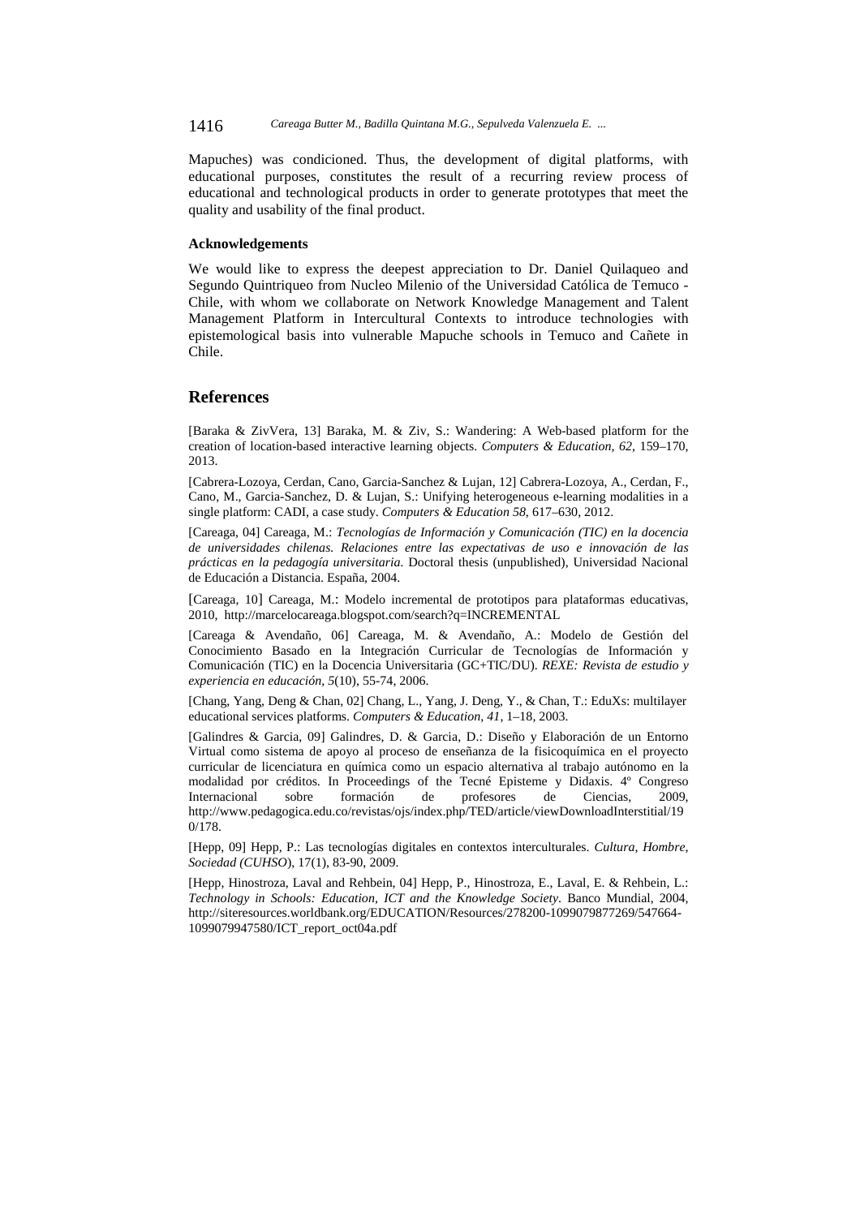Mapuches) was condicioned. Thus, the development of digital platforms, with educational purposes, constitutes the result of a recurring review process of educational and technological products in order to generate prototypes that meet the quality and usability of the final product.

#### Acknowledgements

We would like to express the deepest appreciation to Dr. Daniel Quilaqueo and Segundo Quintriqueo from Nucleo Milenio of the Universidad Católica de Temuco - Chile, with whom we collaborate on Network Knowledge Management and Talent Management Platform in Intercultural Contexts to introduce technologies with epistemological basis into vulnerable Mapuche schools in Temuco and Cañete in Chile.

## References

[Baraka & ZivVera, 13] Baraka, M. & Ziv, S.: Wandering: A Web-based platform for the creation of location-based interactive learning objects. *Computers & Education, 62*, 159–170, 2013.

[Cabrera-Lozoya, Cerdan, Cano, Garcia-Sanchez & Lujan, 12] Cabrera-Lozoya, A., Cerdan, F., Cano, M., Garcia-Sanchez, D. & Lujan, S.: Unifying heterogeneous e-learning modalities in a single platform: CADI, a case study. *Computers & Education 58*, 617–630, 2012.

[Careaga, 04] Careaga, M.: *Tecnologías de Información y Comunicación (TIC) en la docencia de universidades chilenas. Relaciones entre las expectativas de uso e innovación de las prácticas en la pedagogía universitaria.* Doctoral thesis (unpublished), Universidad Nacional de Educación a Distancia. España, 2004.

[Careaga, 10] Careaga, M.: Modelo incremental de prototipos para plataformas educativas, 2010, http://marcelocareaga.blogspot.com/search?q=INCREMENTAL

[Careaga & Avendaño, 06] Careaga, M. & Avendaño, A.: Modelo de Gestión del Conocimiento Basado en la Integración Curricular de Tecnologías de Información y Comunicación (TIC) en la Docencia Universitaria (GC+TIC/DU). *REXE: Revista de estudio y experiencia en educación, 5*(10), 55-74, 2006.

[Chang, Yang, Deng & Chan, 02] Chang, L., Yang, J. Deng, Y., & Chan, T.: EduXs: multilayer educational services platforms. *Computers & Education, 41*, 1–18, 2003.

[Galindres & Garcia, 09] Galindres, D. & Garcia, D.: Diseño y Elaboración de un Entorno Virtual como sistema de apoyo al proceso de enseñanza de la fisicoquímica en el proyecto curricular de licenciatura en química como un espacio alternativa al trabajo autónomo en la modalidad por créditos. In Proceedings of the Tecné Episteme y Didaxis. 4º Congreso Internacional sobre formación de profesores de Ciencias, 2009, http://www.pedagogica.edu.co/revistas/ojs/index.php/TED/article/viewDownloadInterstitial/190/178.

[Hepp, 09] Hepp, P.: Las tecnologías digitales en contextos interculturales. *Cultura, Hombre, Sociedad (CUHSO)*, 17(1), 83-90, 2009.

[Hepp, Hinostroza, Laval and Rehbein, 04] Hepp, P., Hinostroza, E., Laval, E. & Rehbein, L.: *Technology in Schools: Education, ICT and the Knowledge Society*. Banco Mundial, 2004, http://siteresources.worldbank.org/EDUCATION/Resources/278200-1099079877269/547664-1099079947580/ICT_report_oct04a.pdf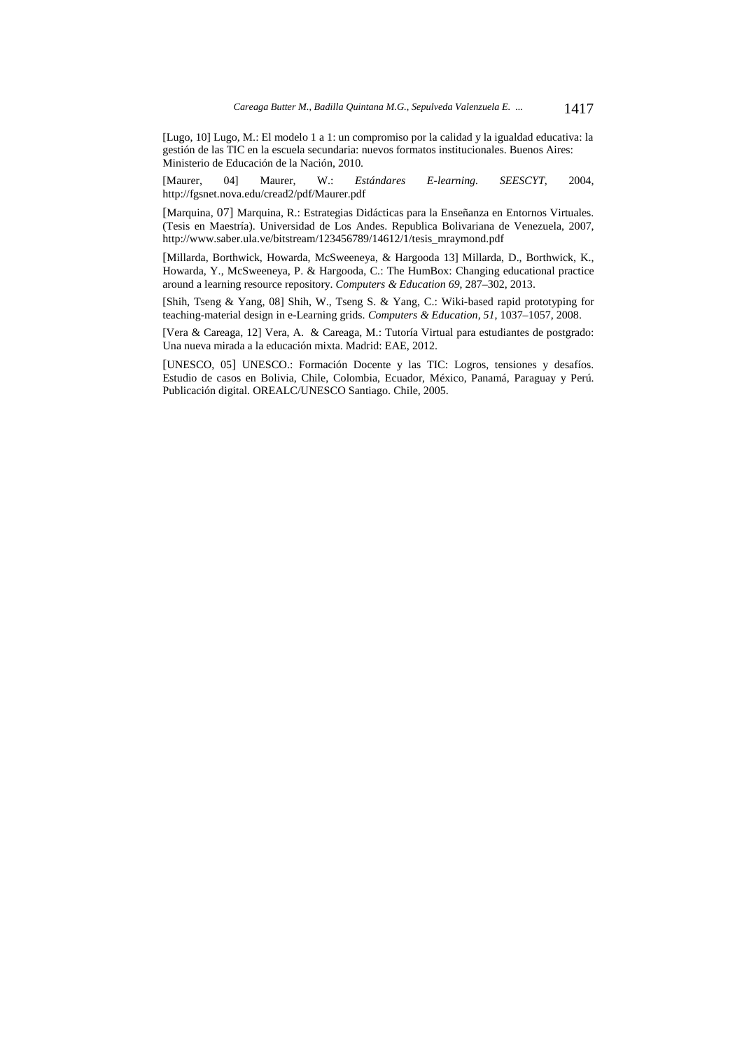[Lugo, 10] Lugo, M.: El modelo 1 a 1: un compromiso por la calidad y la igualdad educativa: la gestión de las TIC en la escuela secundaria: nuevos formatos institucionales. Buenos Aires: Ministerio de Educación de la Nación, 2010.

[Maurer, 04] Maurer, W.: *Estándares E-learning*. *SEESCYT*, 2004, http://fgsnet.nova.edu/cread2/pdf/Maurer.pdf

[Marquina, 07] Marquina, R.: Estrategias Didácticas para la Enseñanza en Entornos Virtuales. (Tesis en Maestría). Universidad de Los Andes. Republica Bolivariana de Venezuela, 2007, http://www.saber.ula.ve/bitstream/123456789/14612/1/tesis_mraymond.pdf

[Millarda, Borthwick, Howarda, McSweeneya, & Hargooda 13] Millarda, D., Borthwick, K., Howarda, Y., McSweeneya, P. & Hargooda, C.: The HumBox: Changing educational practice around a learning resource repository. *Computers & Education 69*, 287–302, 2013.

[Shih, Tseng & Yang, 08] Shih, W., Tseng S. & Yang, C.: Wiki-based rapid prototyping for teaching-material design in e-Learning grids. *Computers & Education, 51*, 1037–1057, 2008.

[Vera & Careaga, 12] Vera, A. & Careaga, M.: Tutoría Virtual para estudiantes de postgrado: Una nueva mirada a la educación mixta. Madrid: EAE, 2012.

[UNESCO, 05] UNESCO.: Formación Docente y las TIC: Logros, tensiones y desafíos. Estudio de casos en Bolivia, Chile, Colombia, Ecuador, México, Panamá, Paraguay y Perú. Publicación digital. OREALC/UNESCO Santiago. Chile, 2005.